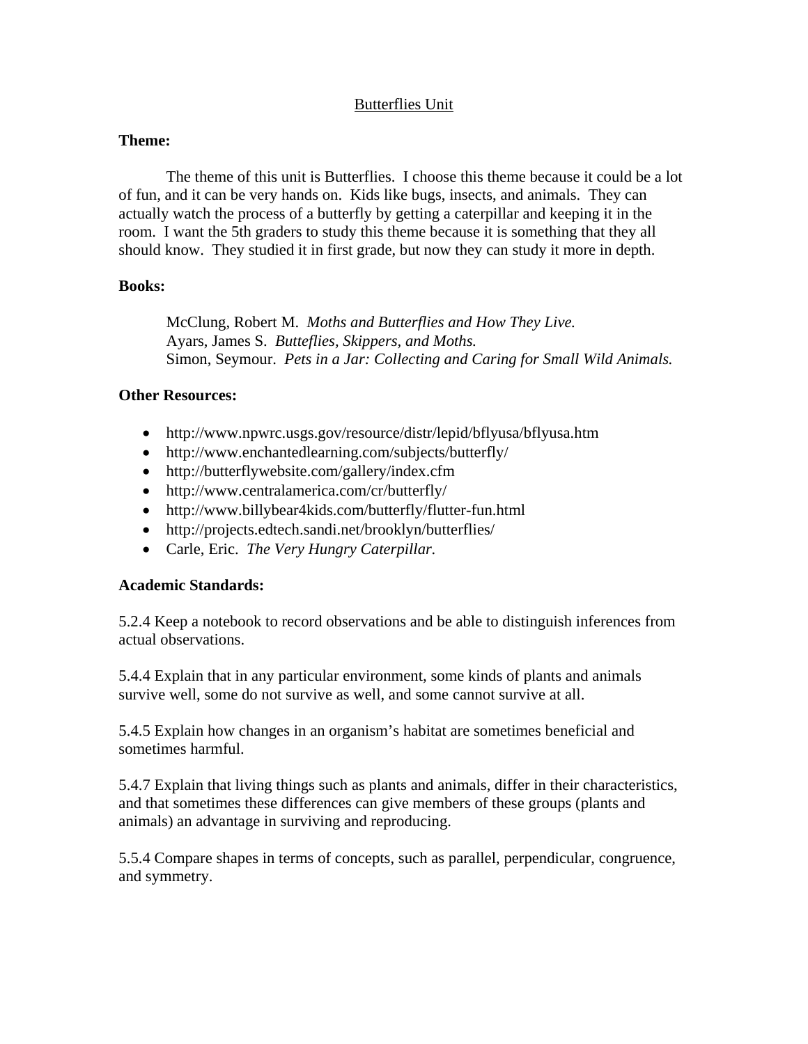# Butterflies Unit

**Theme:**

The theme of this unit is Butterflies. I choose this theme because it could be a lot of fun, and it can be very hands on. Kids like bugs, insects, and animals. They can actually watch the process of a butterfly by getting a caterpillar and keeping it in the room. I want the 5th graders to study this theme because it is something that they all should know. They studied it in first grade, but now they can study it more in depth.

**Books:**

McClung, Robert M. *Moths and Butterflies and How They Live.*
Ayars, James S. *Butteflies, Skippers, and Moths.*
Simon, Seymour. *Pets in a Jar: Collecting and Caring for Small Wild Animals.*

**Other Resources:**

- http://www.npwrc.usgs.gov/resource/distr/lepid/bflyusa/bflyusa.htm
- http://www.enchantedlearning.com/subjects/butterfly/
- http://butterflywebsite.com/gallery/index.cfm
- http://www.centralamerica.com/cr/butterfly/
- http://www.billybear4kids.com/butterfly/flutter-fun.html
- http://projects.edtech.sandi.net/brooklyn/butterflies/
- Carle, Eric. *The Very Hungry Caterpillar.*

**Academic Standards:**

5.2.4 Keep a notebook to record observations and be able to distinguish inferences from actual observations.

5.4.4 Explain that in any particular environment, some kinds of plants and animals survive well, some do not survive as well, and some cannot survive at all.

5.4.5 Explain how changes in an organism's habitat are sometimes beneficial and sometimes harmful.

5.4.7 Explain that living things such as plants and animals, differ in their characteristics, and that sometimes these differences can give members of these groups (plants and animals) an advantage in surviving and reproducing.

5.5.4 Compare shapes in terms of concepts, such as parallel, perpendicular, congruence, and symmetry.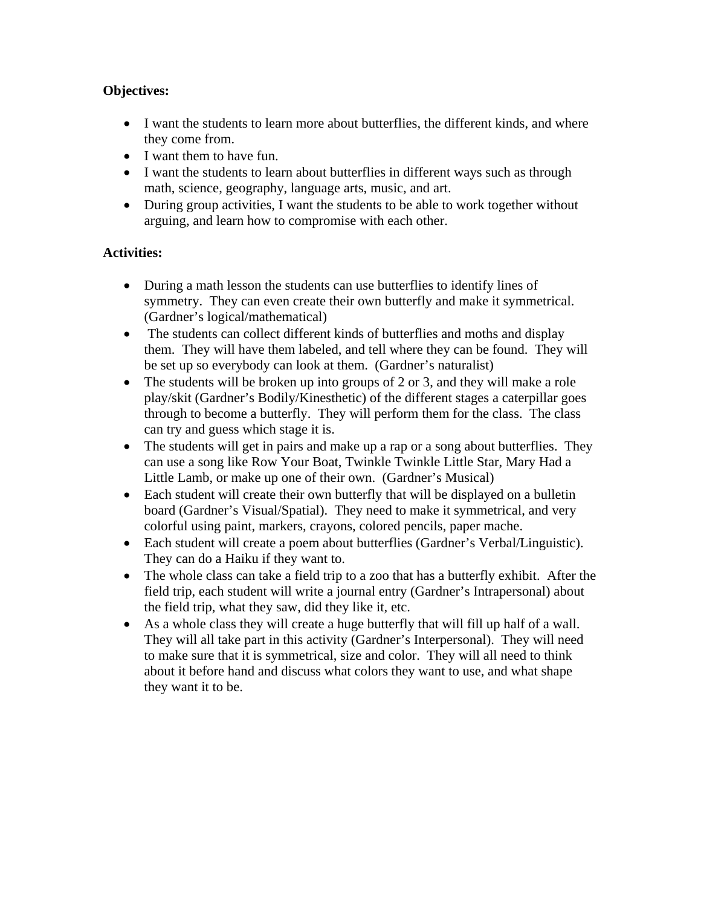**Objectives:**

- I want the students to learn more about butterflies, the different kinds, and where they come from.
- I want them to have fun.
- I want the students to learn about butterflies in different ways such as through math, science, geography, language arts, music, and art.
- During group activities, I want the students to be able to work together without arguing, and learn how to compromise with each other.

**Activities:**

- During a math lesson the students can use butterflies to identify lines of symmetry. They can even create their own butterfly and make it symmetrical. (Gardner's logical/mathematical)
- The students can collect different kinds of butterflies and moths and display them. They will have them labeled, and tell where they can be found. They will be set up so everybody can look at them. (Gardner's naturalist)
- The students will be broken up into groups of 2 or 3, and they will make a role play/skit (Gardner's Bodily/Kinesthetic) of the different stages a caterpillar goes through to become a butterfly. They will perform them for the class. The class can try and guess which stage it is.
- The students will get in pairs and make up a rap or a song about butterflies. They can use a song like Row Your Boat, Twinkle Twinkle Little Star, Mary Had a Little Lamb, or make up one of their own. (Gardner's Musical)
- Each student will create their own butterfly that will be displayed on a bulletin board (Gardner's Visual/Spatial). They need to make it symmetrical, and very colorful using paint, markers, crayons, colored pencils, paper mache.
- Each student will create a poem about butterflies (Gardner's Verbal/Linguistic). They can do a Haiku if they want to.
- The whole class can take a field trip to a zoo that has a butterfly exhibit. After the field trip, each student will write a journal entry (Gardner's Intrapersonal) about the field trip, what they saw, did they like it, etc.
- As a whole class they will create a huge butterfly that will fill up half of a wall. They will all take part in this activity (Gardner's Interpersonal). They will need to make sure that it is symmetrical, size and color. They will all need to think about it before hand and discuss what colors they want to use, and what shape they want it to be.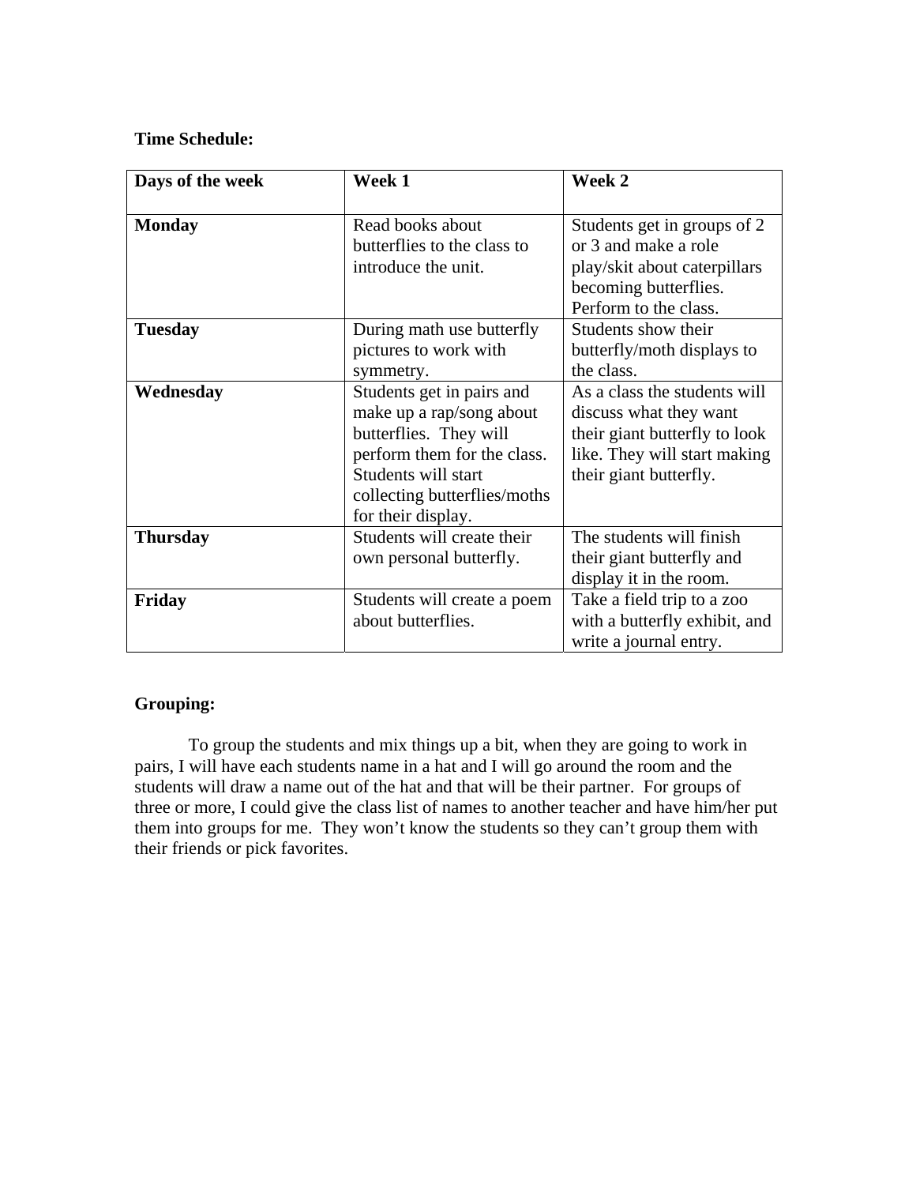**Time Schedule:**

| **Days of the week** | **Week 1** | **Week 2** |
|---|---|---|
| **Monday** | Read books about butterflies to the class to introduce the unit. | Students get in groups of 2 or 3 and make a role play/skit about caterpillars becoming butterflies. Perform to the class. |
| **Tuesday** | During math use butterfly pictures to work with symmetry. | Students show their butterfly/moth displays to the class. |
| **Wednesday** | Students get in pairs and make up a rap/song about butterflies. They will perform them for the class. Students will start collecting butterflies/moths for their display. | As a class the students will discuss what they want their giant butterfly to look like. They will start making their giant butterfly. |
| **Thursday** | Students will create their own personal butterfly. | The students will finish their giant butterfly and display it in the room. |
| **Friday** | Students will create a poem about butterflies. | Take a field trip to a zoo with a butterfly exhibit, and write a journal entry. |

**Grouping:**

To group the students and mix things up a bit, when they are going to work in pairs, I will have each students name in a hat and I will go around the room and the students will draw a name out of the hat and that will be their partner. For groups of three or more, I could give the class list of names to another teacher and have him/her put them into groups for me. They won't know the students so they can't group them with their friends or pick favorites.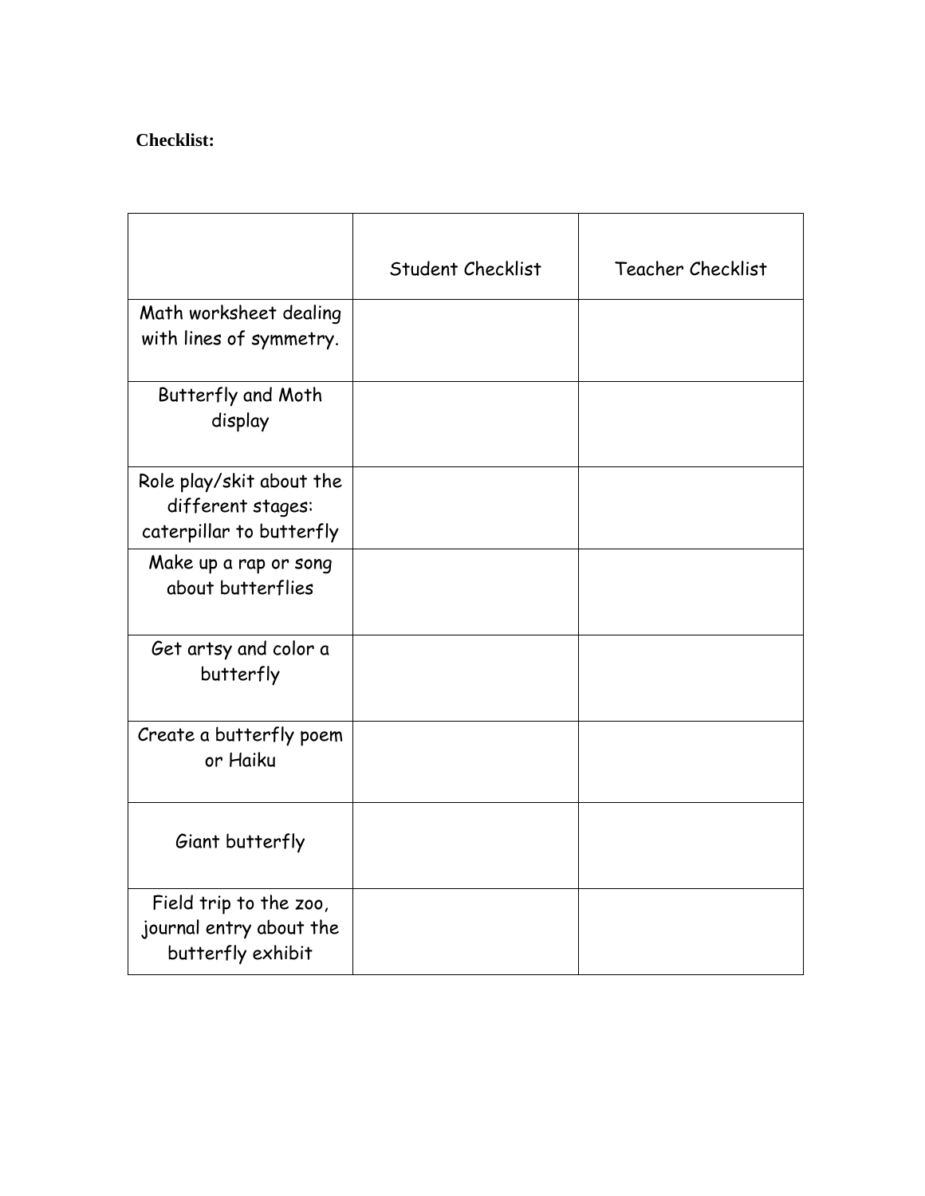**Checklist:**

| | Student Checklist | Teacher Checklist |
|---|---|---|
| Math worksheet dealing with lines of symmetry. | | |
| Butterfly and Moth display | | |
| Role play/skit about the different stages: caterpillar to butterfly | | |
| Make up a rap or song about butterflies | | |
| Get artsy and color a butterfly | | |
| Create a butterfly poem or Haiku | | |
| Giant butterfly | | |
| Field trip to the zoo, journal entry about the butterfly exhibit | | |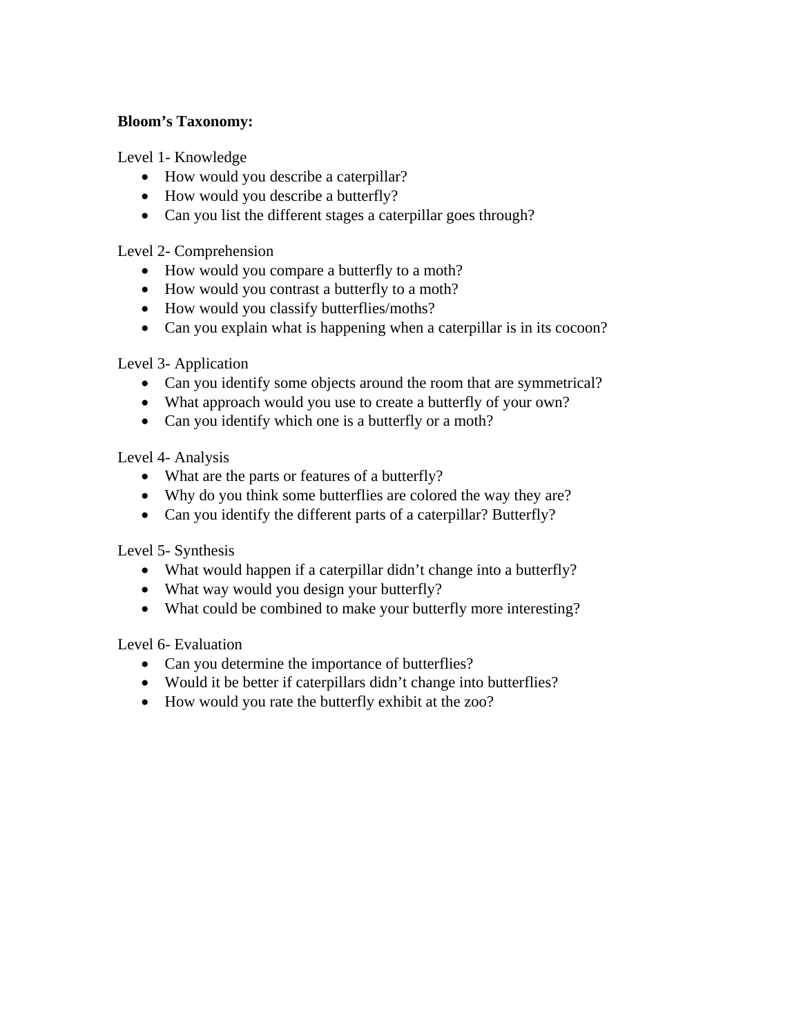**Bloom's Taxonomy:**

Level 1- Knowledge

- How would you describe a caterpillar?
- How would you describe a butterfly?
- Can you list the different stages a caterpillar goes through?

Level 2- Comprehension

- How would you compare a butterfly to a moth?
- How would you contrast a butterfly to a moth?
- How would you classify butterflies/moths?
- Can you explain what is happening when a caterpillar is in its cocoon?

Level 3- Application

- Can you identify some objects around the room that are symmetrical?
- What approach would you use to create a butterfly of your own?
- Can you identify which one is a butterfly or a moth?

Level 4- Analysis

- What are the parts or features of a butterfly?
- Why do you think some butterflies are colored the way they are?
- Can you identify the different parts of a caterpillar? Butterfly?

Level 5- Synthesis

- What would happen if a caterpillar didn't change into a butterfly?
- What way would you design your butterfly?
- What could be combined to make your butterfly more interesting?

Level 6- Evaluation

- Can you determine the importance of butterflies?
- Would it be better if caterpillars didn't change into butterflies?
- How would you rate the butterfly exhibit at the zoo?